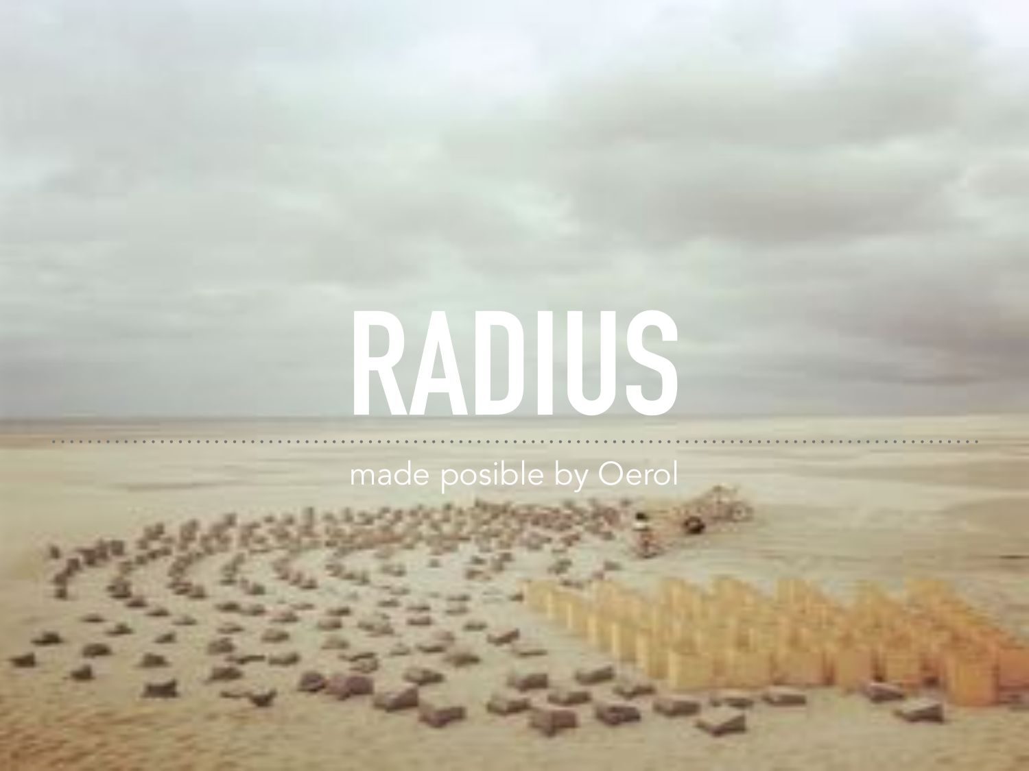# RADIUS

made posible by Oerol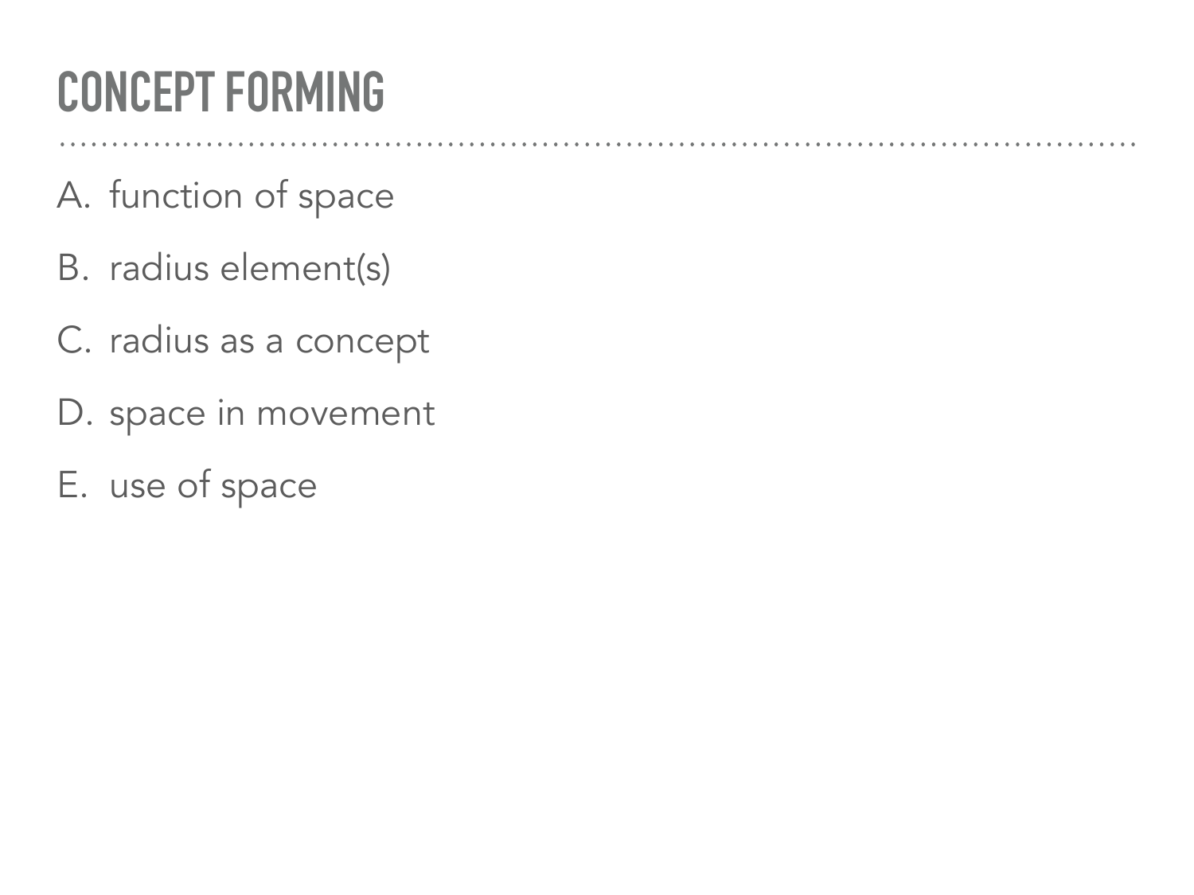# CONCEPT FORMING

A. function of space
B. radius element(s)
C. radius as a concept
D. space in movement
E. use of space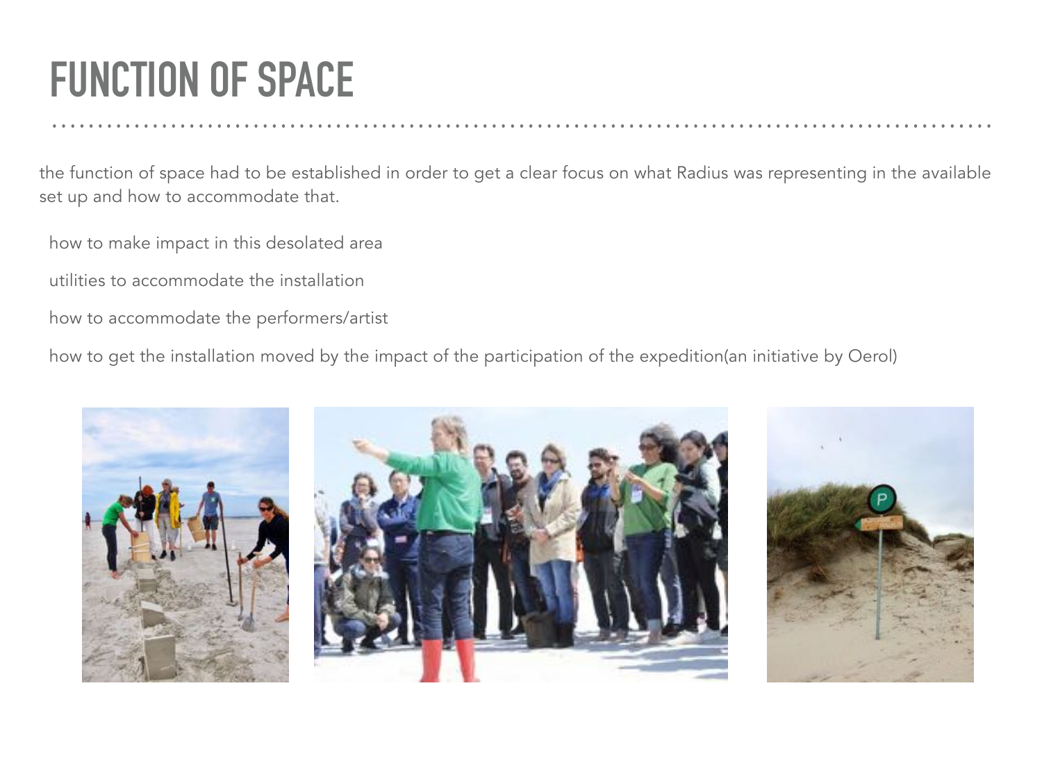# FUNCTION OF SPACE

the function of space had to be established in order to get a clear focus on what Radius was representing in the available set up and how to accommodate that.

- how to make impact in this desolated area
- utilities to accommodate the installation
- how to accommodate the performers/artist
- how to get the installation moved by the impact of the participation of the expedition(an initiative by Oerol)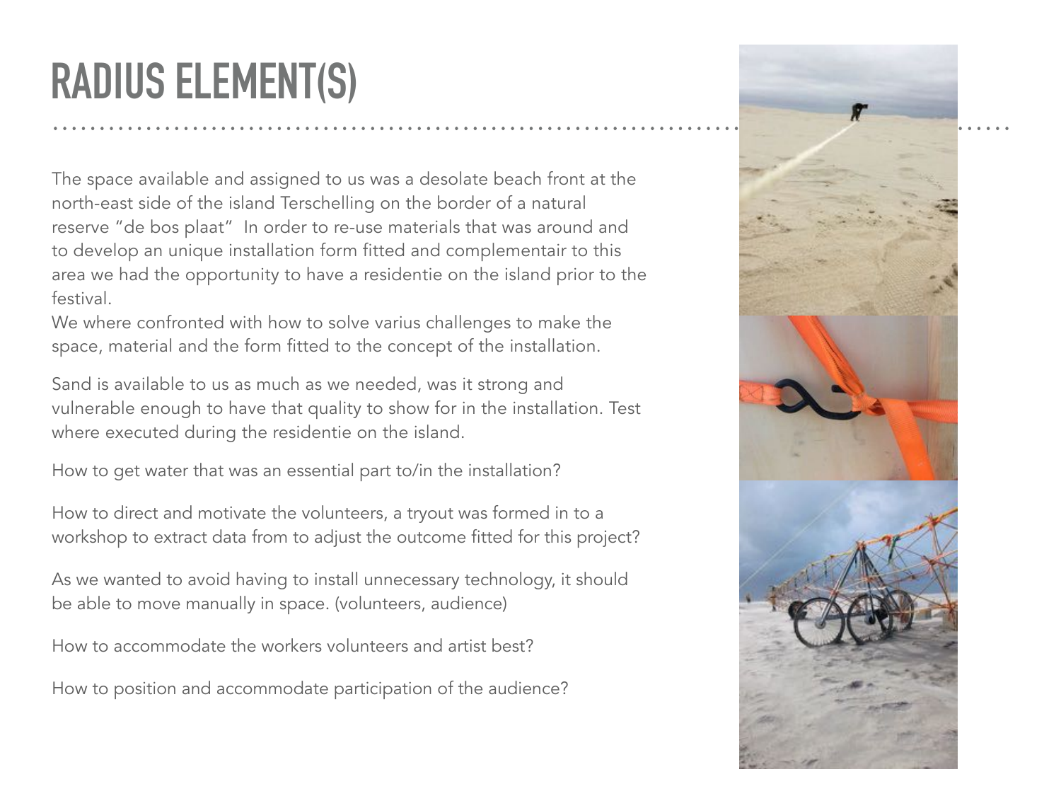# RADIUS ELEMENT(S)

The space available and assigned to us was a desolate beach front at the north-east side of the island Terschelling on the border of a natural reserve "de bos plaat"  In order to re-use materials that was around and to develop an unique installation form fitted and complementair to this area we had the opportunity to have a residentie on the island prior to the festival.
We where confronted with how to solve varius challenges to make the space, material and the form fitted to the concept of the installation.

Sand is available to us as much as we needed, was it strong and vulnerable enough to have that quality to show for in the installation. Test where executed during the residentie on the island.

How to get water that was an essential part to/in the installation?

How to direct and motivate the volunteers, a tryout was formed in to a workshop to extract data from to adjust the outcome fitted for this project?

As we wanted to avoid having to install unnecessary technology, it should be able to move manually in space. (volunteers, audience)

How to accommodate the workers volunteers and artist best?

How to position and accommodate participation of the audience?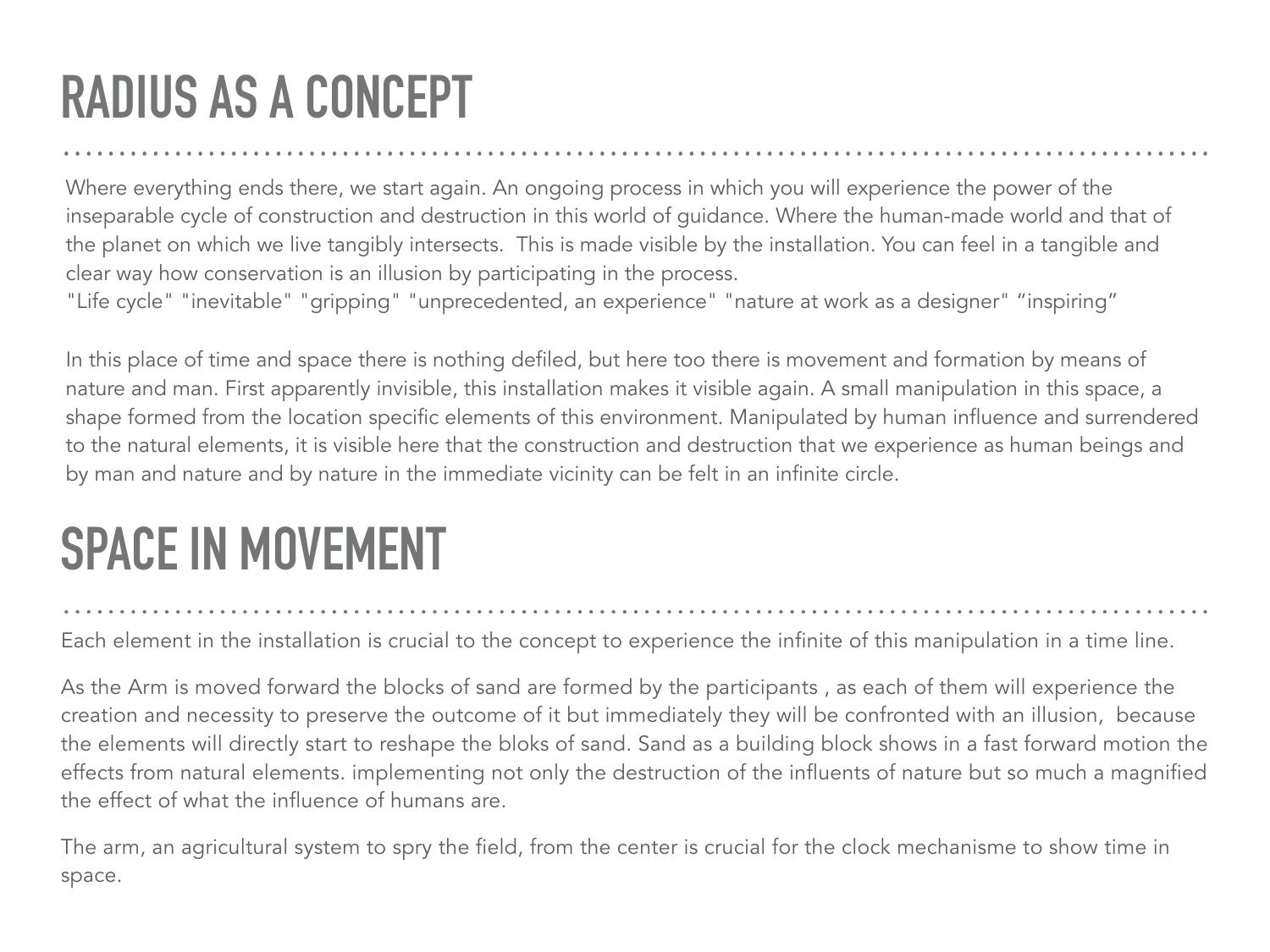# RADIUS AS A CONCEPT

Where everything ends there, we start again. An ongoing process in which you will experience the power of the inseparable cycle of construction and destruction in this world of guidance. Where the human-made world and that of the planet on which we live tangibly intersects.  This is made visible by the installation. You can feel in a tangible and clear way how conservation is an illusion by participating in the process.
"Life cycle" "inevitable" "gripping" "unprecedented, an experience" "nature at work as a designer" “inspiring”

In this place of time and space there is nothing defiled, but here too there is movement and formation by means of nature and man. First apparently invisible, this installation makes it visible again. A small manipulation in this space, a shape formed from the location specific elements of this environment. Manipulated by human influence and surrendered to the natural elements, it is visible here that the construction and destruction that we experience as human beings and by man and nature and by nature in the immediate vicinity can be felt in an infinite circle.

# SPACE IN MOVEMENT

Each element in the installation is crucial to the concept to experience the infinite of this manipulation in a time line.

As the Arm is moved forward the blocks of sand are formed by the participants , as each of them will experience the creation and necessity to preserve the outcome of it but immediately they will be confronted with an illusion,  because the elements will directly start to reshape the bloks of sand. Sand as a building block shows in a fast forward motion the effects from natural elements. implementing not only the destruction of the influents of nature but so much a magnified the effect of what the influence of humans are.

The arm, an agricultural system to spry the field, from the center is crucial for the clock mechanisme to show time in space.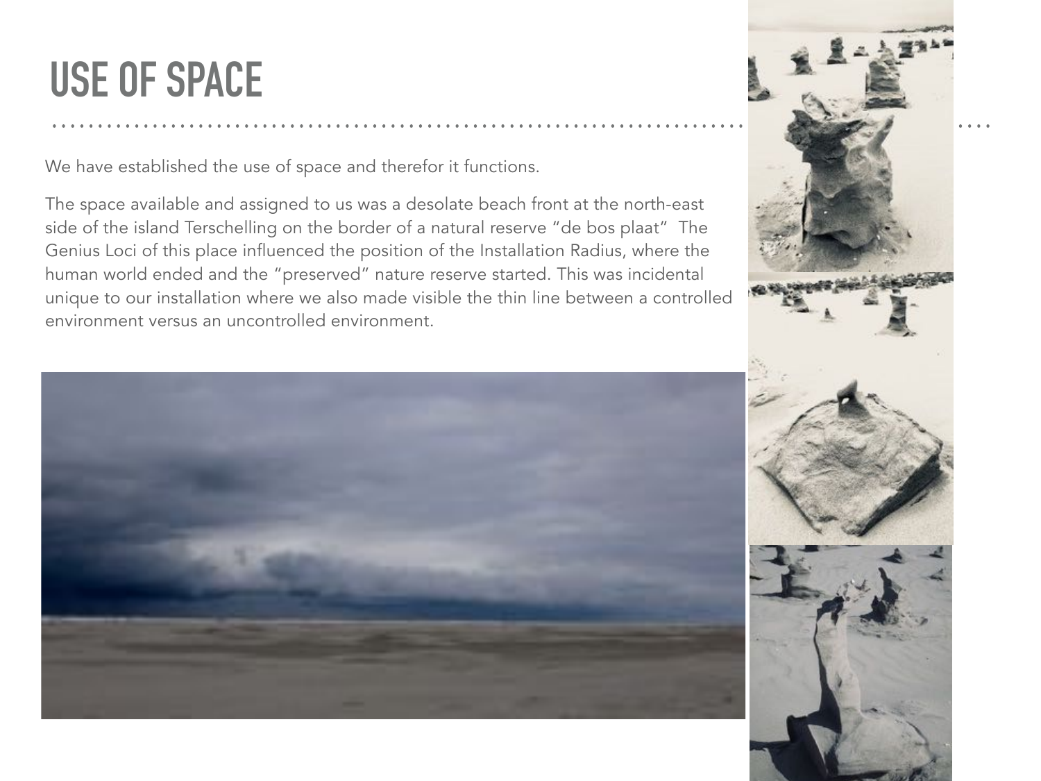# USE OF SPACE

We have established the use of space and therefor it functions.

The space available and assigned to us was a desolate beach front at the north-east side of the island Terschelling on the border of a natural reserve “de bos plaat” The Genius Loci of this place influenced the position of the Installation Radius, where the human world ended and the “preserved” nature reserve started. This was incidental unique to our installation where we also made visible the thin line between a controlled environment versus an uncontrolled environment.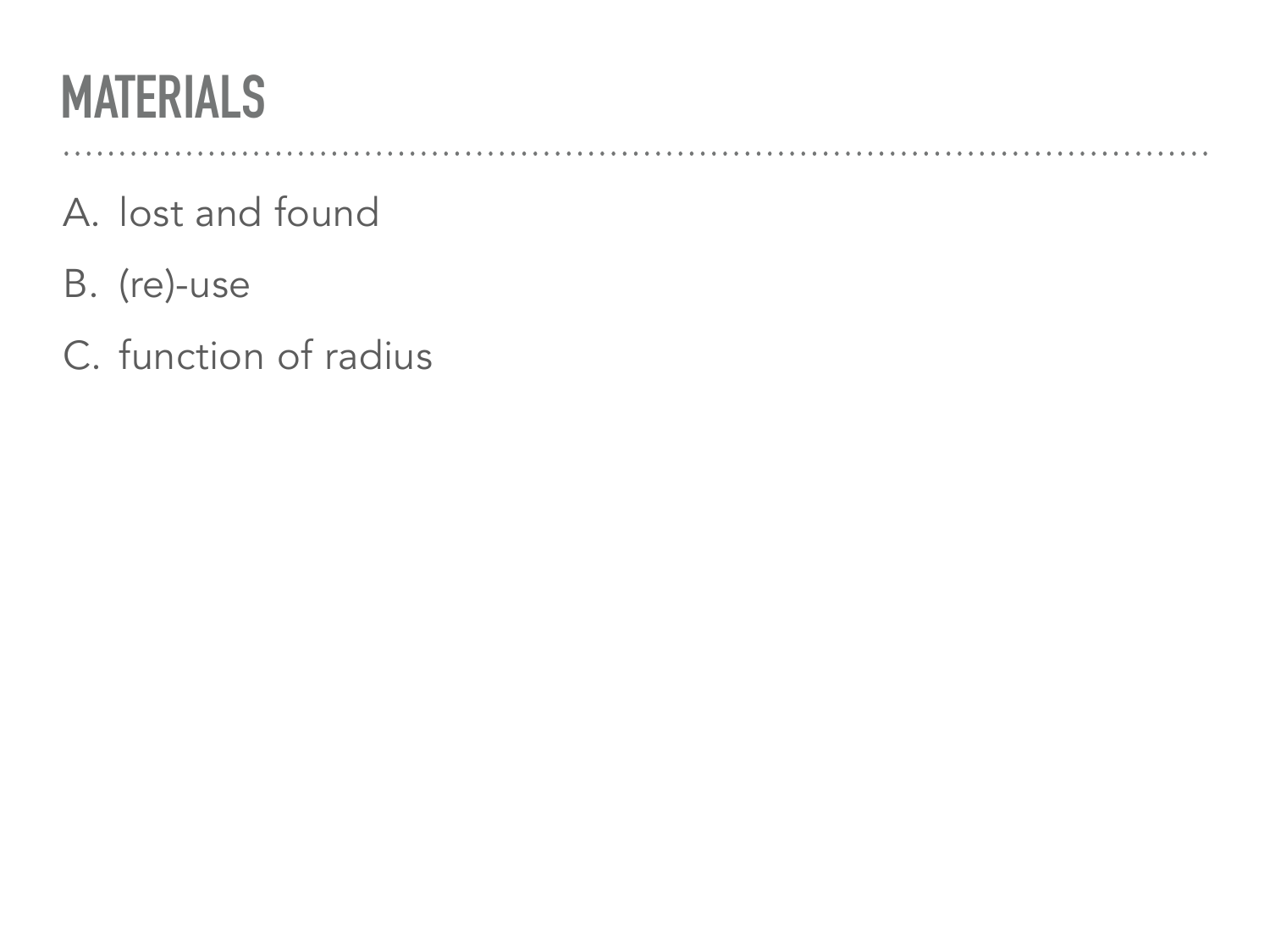# MATERIALS

A. lost and found
B. (re)-use
C. function of radius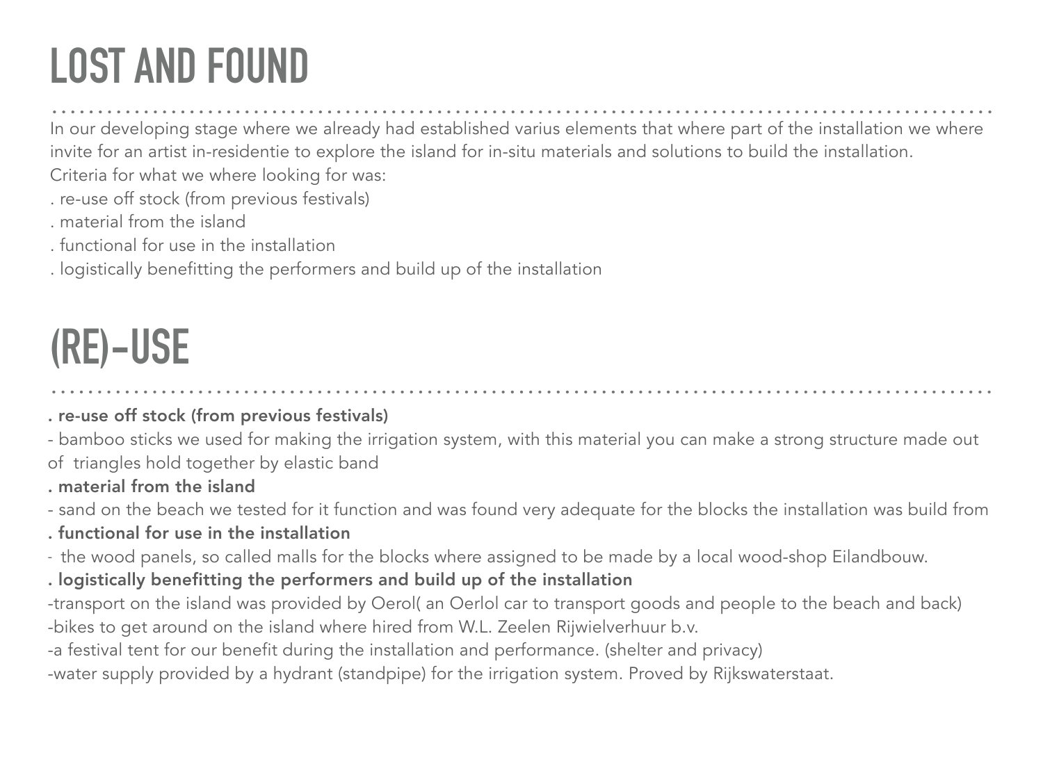# LOST AND FOUND

In our developing stage where we already had established varius elements that where part of the installation we where invite for an artist in-residentie to explore the island for in-situ materials and solutions to build the installation.
Criteria for what we where looking for was:
. re-use off stock (from previous festivals)
. material from the island
. functional for use in the installation
. logistically benefitting the performers and build up of the installation

# (RE)-USE

**. re-use off stock (from previous festivals)**
- bamboo sticks we used for making the irrigation system, with this material you can make a strong structure made out of  triangles hold together by elastic band

**. material from the island**
- sand on the beach we tested for it function and was found very adequate for the blocks the installation was build from

**. functional for use in the installation**
- the wood panels, so called malls for the blocks where assigned to be made by a local wood-shop Eilandbouw.

**. logistically benefitting the performers and build up of the installation**
-transport on the island was provided by Oerol( an Oerlol car to transport goods and people to the beach and back)
-bikes to get around on the island where hired from W.L. Zeelen Rijwielverhuur b.v.
-a festival tent for our benefit during the installation and performance. (shelter and privacy)
-water supply provided by a hydrant (standpipe) for the irrigation system. Proved by Rijkswaterstaat.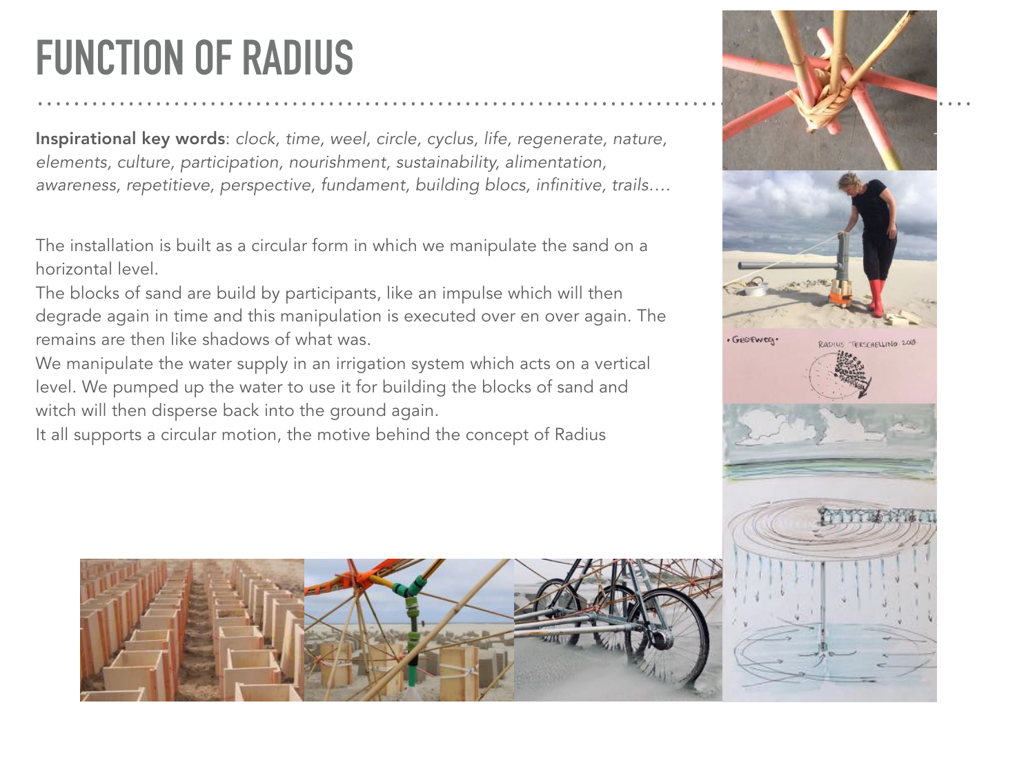# FUNCTION OF RADIUS

**Inspirational key words**: *clock, time, weel, circle, cyclus, life, regenerate, nature, elements, culture, participation, nourishment, sustainability, alimentation, awareness, repetitieve, perspective, fundament, building blocs, infinitive, trails….*

The installation is built as a circular form in which we manipulate the sand on a horizontal level.

The blocks of sand are build by participants, like an impulse which will then degrade again in time and this manipulation is executed over en over again. The remains are then like shadows of what was.

We manipulate the water supply in an irrigation system which acts on a vertical level. We pumped up the water to use it for building the blocks of sand and witch will then disperse back into the ground again.

It all supports a circular motion, the motive behind the concept of Radius